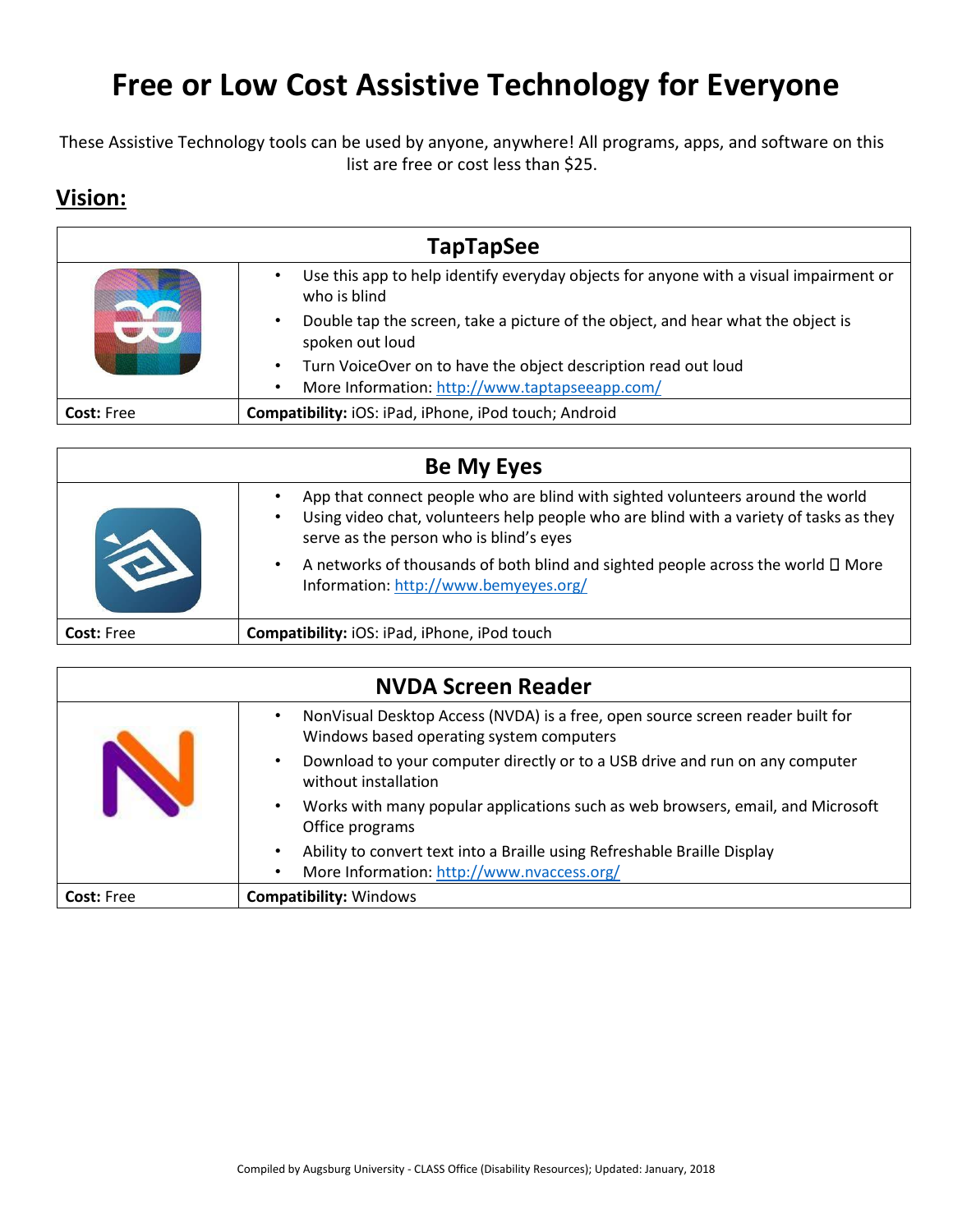# Free or Low Cost Assistive Technology for Everyone

These Assistive Technology tools can be used by anyone, anywhere! All programs, apps, and software on this list are free or cost less than $25.

## Vision:

### TapTapSee

- Use this app to help identify everyday objects for anyone with a visual impairment or who is blind
- Double tap the screen, take a picture of the object, and hear what the object is spoken out loud
- Turn VoiceOver on to have the object description read out loud
- More Information: http://www.taptapseeapp.com/

**Cost:** Free

**Compatibility:** iOS: iPad, iPhone, iPod touch; Android

### Be My Eyes

- App that connect people who are blind with sighted volunteers around the world
- Using video chat, volunteers help people who are blind with a variety of tasks as they serve as the person who is blind's eyes
- A networks of thousands of both blind and sighted people across the world  More Information: http://www.bemyeyes.org/

**Cost:** Free

**Compatibility:** iOS: iPad, iPhone, iPod touch

### NVDA Screen Reader

- NonVisual Desktop Access (NVDA) is a free, open source screen reader built for Windows based operating system computers
- Download to your computer directly or to a USB drive and run on any computer without installation
- Works with many popular applications such as web browsers, email, and Microsoft Office programs
- Ability to convert text into a Braille using Refreshable Braille Display
- More Information: http://www.nvaccess.org/

**Cost:** Free

**Compatibility:** Windows

Compiled by Augsburg University - CLASS Office (Disability Resources); Updated: January, 2018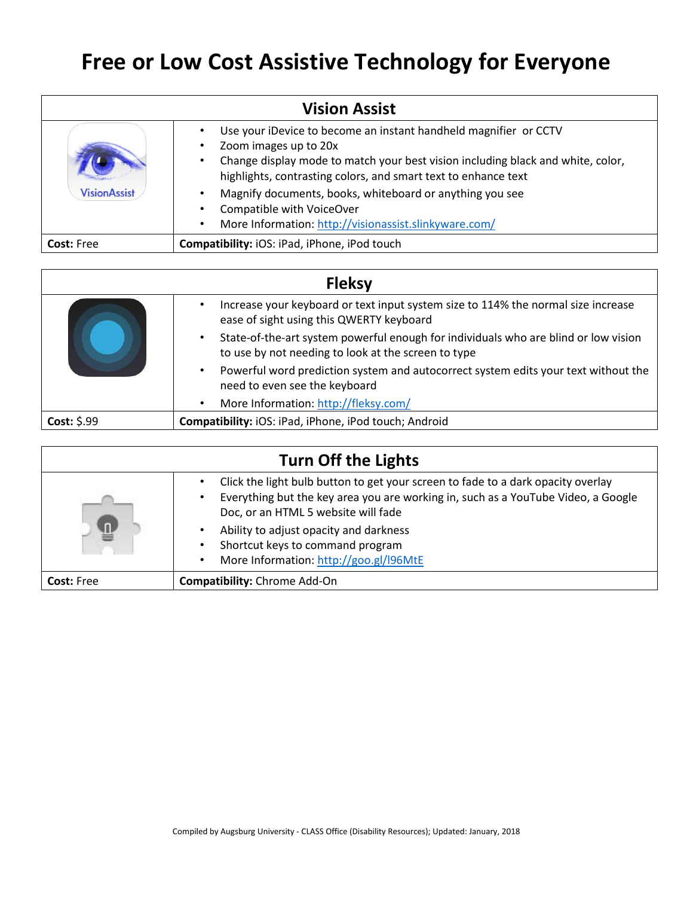# Free or Low Cost Assistive Technology for Everyone

## Vision Assist

- Use your iDevice to become an instant handheld magnifier or CCTV
- Zoom images up to 20x
- Change display mode to match your best vision including black and white, color, highlights, contrasting colors, and smart text to enhance text
- Magnify documents, books, whiteboard or anything you see
- Compatible with VoiceOver
- More Information: http://visionassist.slinkyware.com/

**Cost:** Free | **Compatibility:** iOS: iPad, iPhone, iPod touch

## Fleksy

- Increase your keyboard or text input system size to 114% the normal size increase ease of sight using this QWERTY keyboard
- State-of-the-art system powerful enough for individuals who are blind or low vision to use by not needing to look at the screen to type
- Powerful word prediction system and autocorrect system edits your text without the need to even see the keyboard
- More Information: http://fleksy.com/

**Cost:** $.99 | **Compatibility:** iOS: iPad, iPhone, iPod touch; Android

## Turn Off the Lights

- Click the light bulb button to get your screen to fade to a dark opacity overlay
- Everything but the key area you are working in, such as a YouTube Video, a Google Doc, or an HTML 5 website will fade
- Ability to adjust opacity and darkness
- Shortcut keys to command program
- More Information: http://goo.gl/l96MtE

**Cost:** Free | **Compatibility:** Chrome Add-On

Compiled by Augsburg University - CLASS Office (Disability Resources); Updated: January, 2018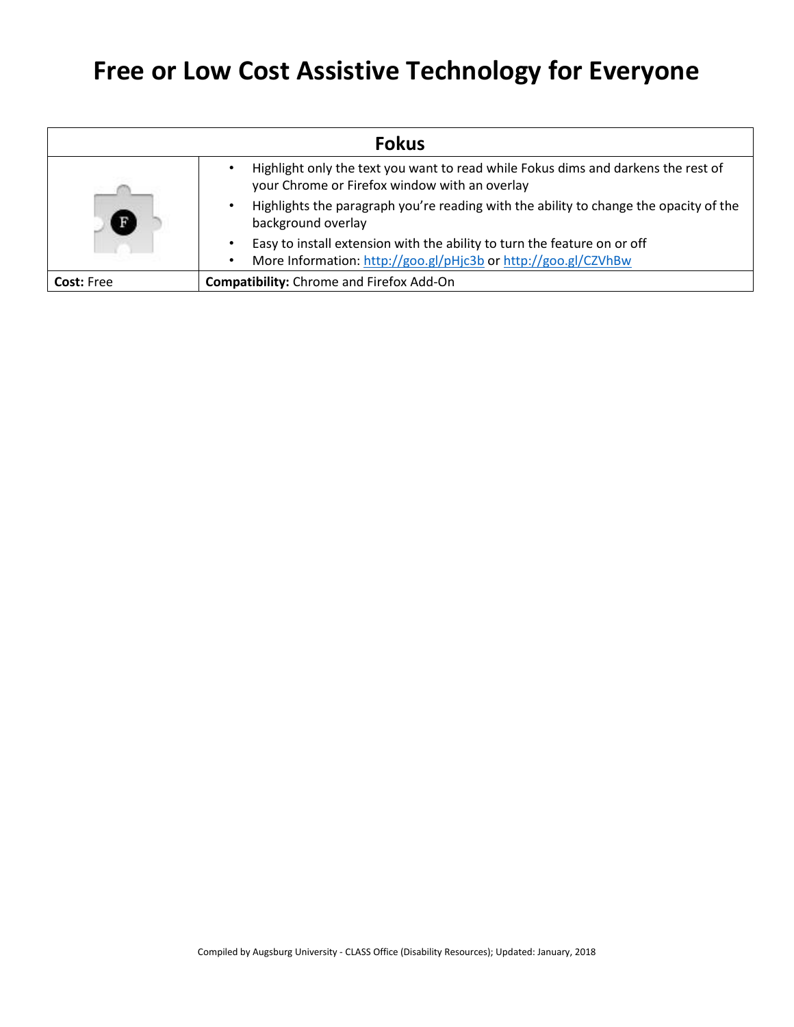# Free or Low Cost Assistive Technology for Everyone

| Fokus | |
|---|---|
| | • Highlight only the text you want to read while Fokus dims and darkens the rest of your Chrome or Firefox window with an overlay<br>• Highlights the paragraph you're reading with the ability to change the opacity of the background overlay<br>• Easy to install extension with the ability to turn the feature on or off<br>• More Information: http://goo.gl/pHjc3b or http://goo.gl/CZVhBw |
| **Cost:** Free | **Compatibility:** Chrome and Firefox Add-On |

Compiled by Augsburg University - CLASS Office (Disability Resources); Updated: January, 2018